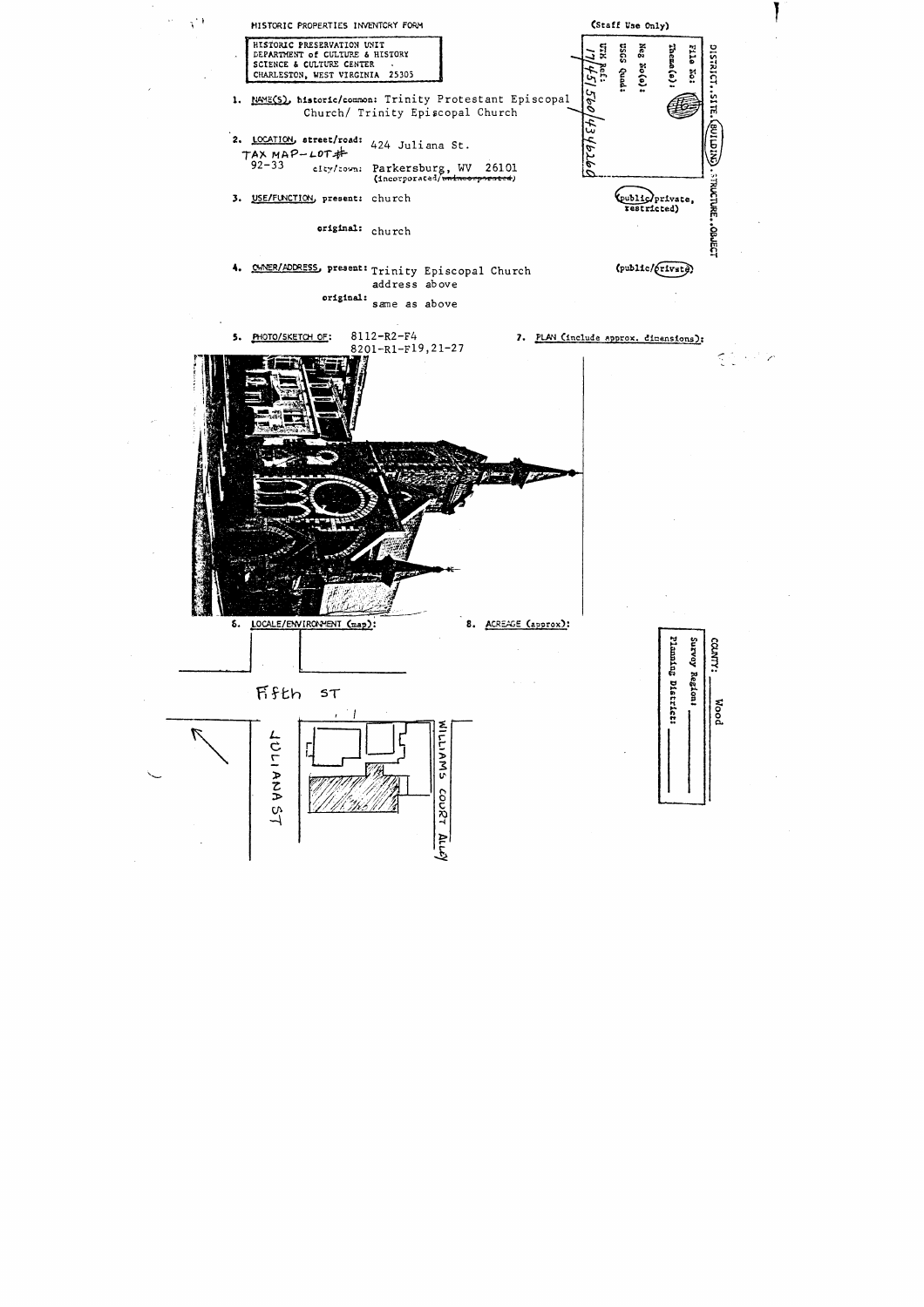HISTORIC PROPERTIES INVENTORY FORM

HISTORIC PRESERVATION UNIT
DEPARTMENT of CULTURE & HISTORY
SCIENCE & CULTURE CENTER
CHARLESTON, WEST VIRGINIA 25305

(Staff Use Only)

DISTRICT, SITE, BUILDING, STRUCTURE, OBJECT

File No:

Theme(s): 16

Neg No(s):

USGS Quad:

UTM Ref: 17/451560/4346260

1. NAME(S), historic/common: Trinity Protestant Episcopal Church/ Trinity Episcopal Church

2. LOCATION, street/road: 424 Juliana St.

TAX MAP-LOT #
92-33

city/town: Parkersburg, WV 26101
(incorporated/~~unincorporated~~)

3. USE/FUNCTION, present: church (public/private, restricted)

original: church

4. OWNER/ADDRESS, present: Trinity Episcopal Church (public/private)
address above

original: same as above

5. PHOTO/SKETCH OF: 8112-R2-F4
8201-R1-F19,21-27

7. PLAN (include approx. dimensions):

6. LOCALE/ENVIRONMENT (map):

Fifth ST

JULIANA ST

WILLIAMS COURT ALLEY

8. ACREAGE (approx):

COUNTY: Wood

Survey Region:

Planning District: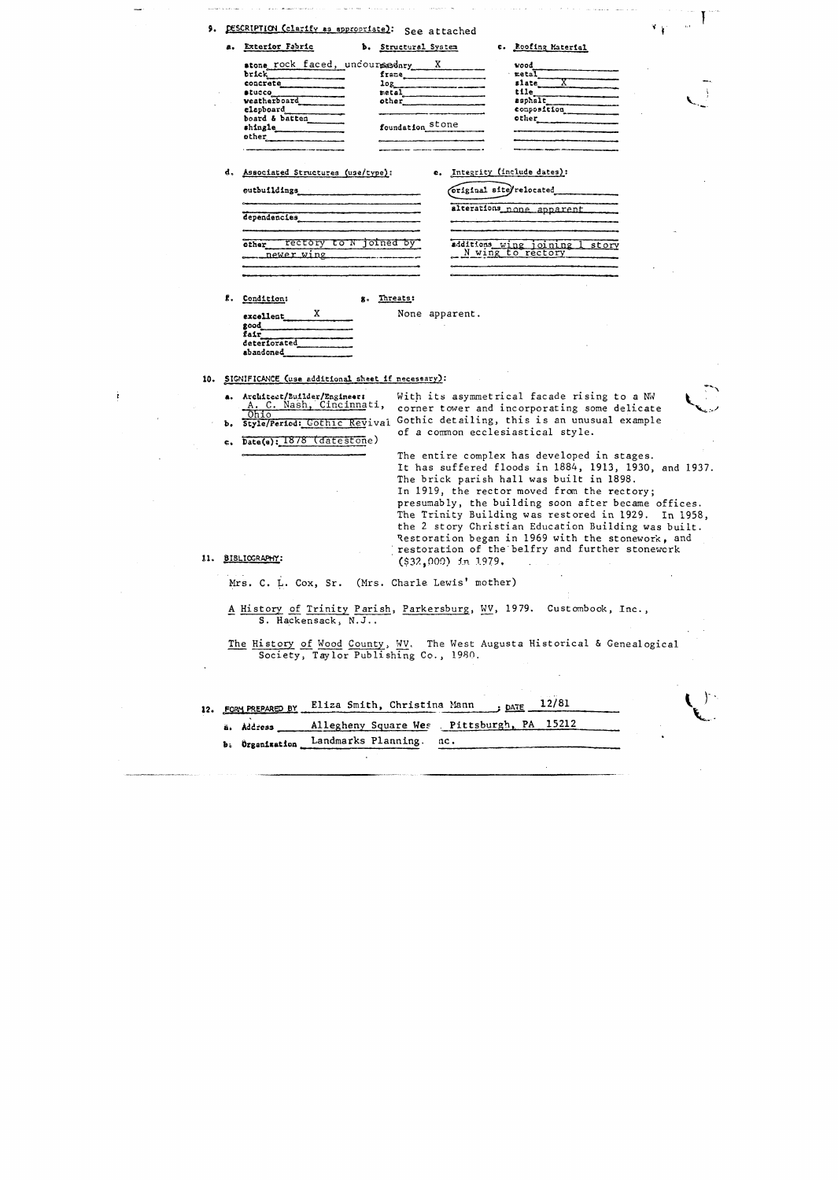9. DESCRIPTION (clarify as appropriate): See attached

| a. Exterior Fabric | b. Structural System | c. Roofing Material |
|---|---|---|
| stone rock faced, uncoursed | masonry X | wood |
| brick | frame | metal |
| concrete | log | slate X |
| stucco | metal | tile |
| weatherboard | other | asphalt |
| clapboard | | composition |
| board & batten | foundation stone | other |
| shingle | | |
| other | | |

d. Associated Structures (use/type):

outbuildings

dependencies

other rectory to N joined by newer wing

e. Integrity (include dates):

original site/relocated

alterations none apparent

additions wing joining 1 story N wing to rectory

f. Condition:

excellent X
good
fair
deteriorated
abandoned

g. Threats:

None apparent.

10. SIGNIFICANCE (use additional sheet if necessary):

a. Architect/Builder/Engineer: A. C. Nash, Cincinnati, Ohio

b. Style/Period: Gothic Revival

c. Date(s): 1878 (datestone)

With its asymmetrical facade rising to a NW corner tower and incorporating some delicate Gothic detailing, this is an unusual example of a common ecclesiastical style.

The entire complex has developed in stages. It has suffered floods in 1884, 1913, 1930, and 1937. The brick parish hall was built in 1898. In 1919, the rector moved from the rectory; presumably, the building soon after became offices. The Trinity Building was restored in 1929. In 1958, the 2 story Christian Education Building was built. Restoration began in 1969 with the stonework, and restoration of the belfry and further stonework ($32,000) in 1979.

11. BIBLIOGRAPHY:

Mrs. C. L. Cox, Sr. (Mrs. Charle Lewis' mother)

A History of Trinity Parish, Parkersburg, WV, 1979. Custombook, Inc., S. Hackensack, N.J..

The History of Wood County, WV. The West Augusta Historical & Genealogical Society, Taylor Publishing Co., 1980.

12. FORM PREPARED BY Eliza Smith, Christina Mann ; DATE 12/81

a. Address Allegheny Square West, Pittsburgh, PA 15212

b. Organization Landmarks Planning, Inc.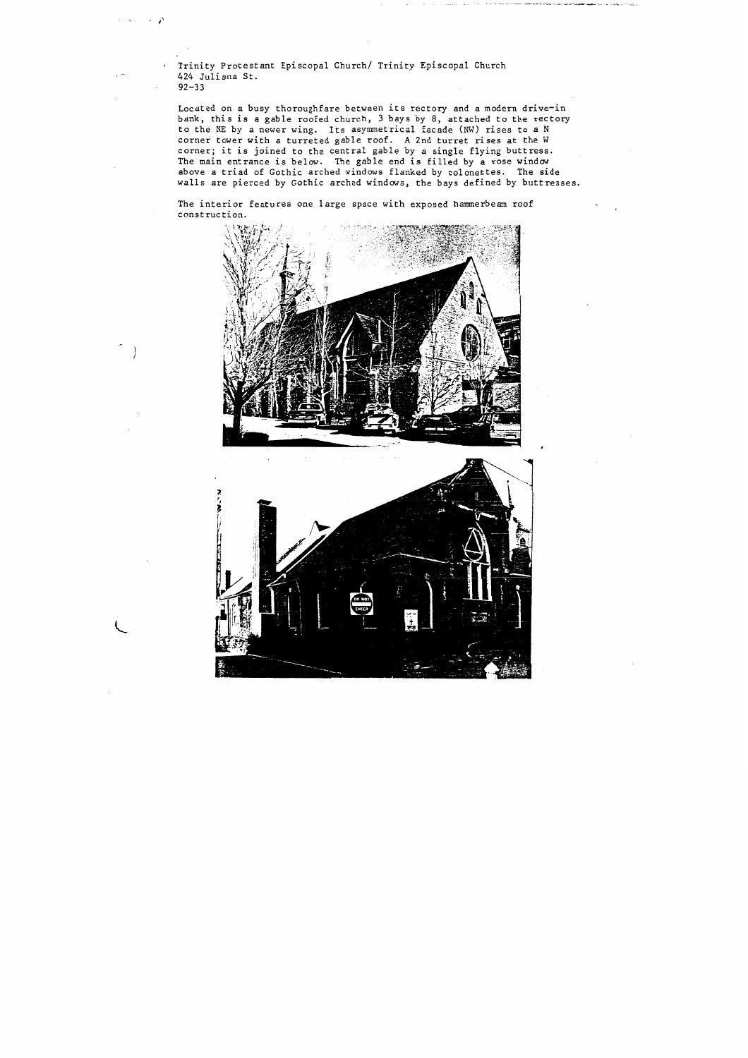Trinity Protestant Episcopal Church/ Trinity Episcopal Church
424 Juliana St.
92-33

Located on a busy thoroughfare between its rectory and a modern drive-in bank, this is a gable roofed church, 3 bays by 8, attached to the rectory to the NE by a newer wing. Its asymmetrical facade (NW) rises to a N corner tower with a turreted gable roof. A 2nd turret rises at the W corner; it is joined to the central gable by a single flying buttress. The main entrance is below. The gable end is filled by a rose window above a triad of Gothic arched windows flanked by colonettes. The side walls are pierced by Gothic arched windows, the bays defined by buttresses.

The interior features one large space with exposed hammerbeam roof construction.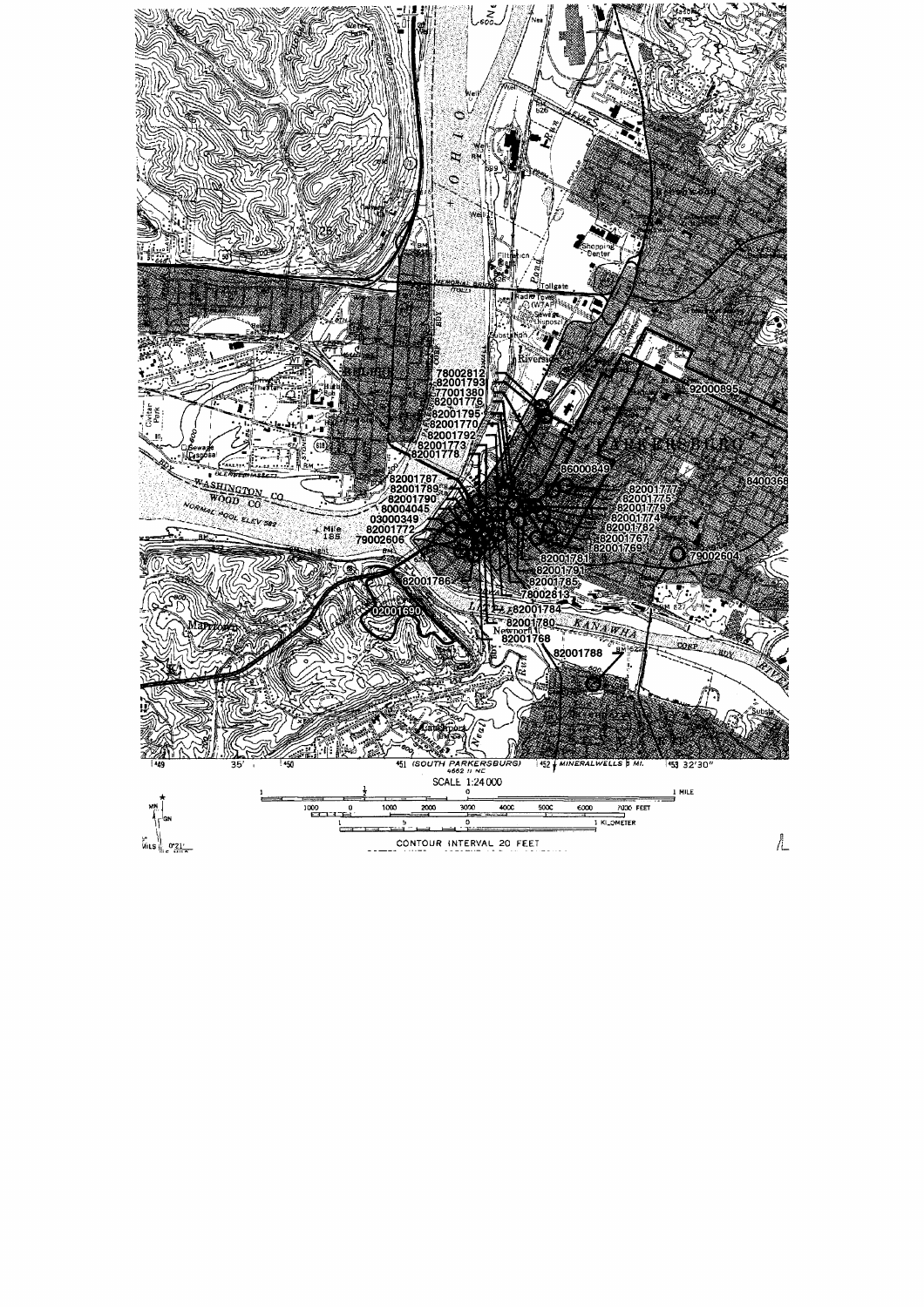78002812
82001793
77001380
82001776
82001795
82001770
82001792
82001773
82001778
82001787
82001789
82001790
80004045
03000349
82001772
79002606
92000895
86000849
82001777
82001775
82001779
82001774
82001782
82001767
82001769
79002604
8400368
82001781
82001791
82001785
78002813
82001786
02001690
82001784
82001780
82001768
82001788

SCALE 1:24 000

1 MILE

1000 0 1000 2000 3000 4000 5000 6000 7000 FEET

1 KILOMETER

CONTOUR INTERVAL 20 FEET

(SOUTH PARKERSBURG)
4662 II NE

MINERALWELLS 5 MI.

32'30"